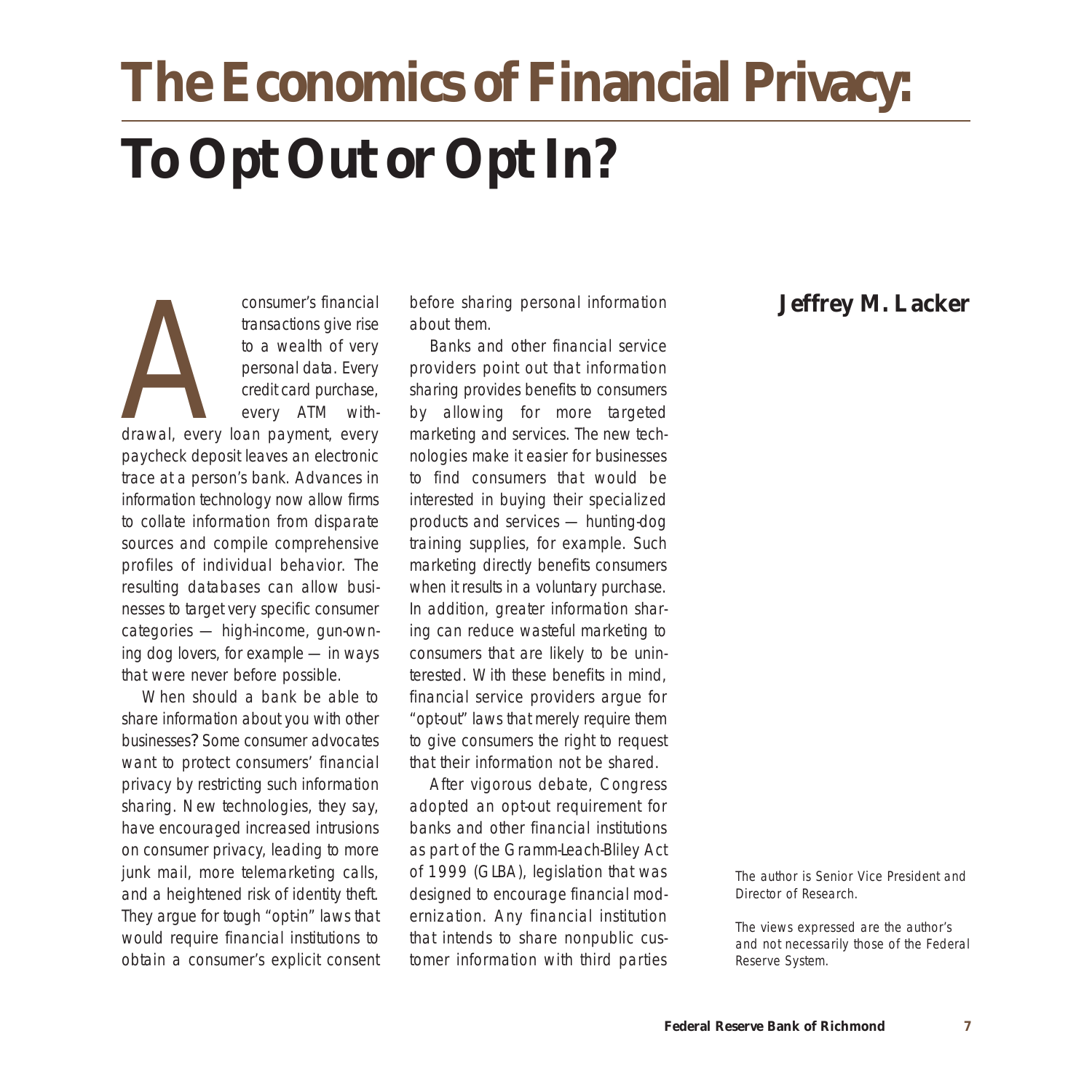# The Economics of Financial Privacy: To Opt Out or Opt In?

**Jeffrey M. Lacker**

A consumer's financial transactions give rise to a wealth of very personal data. Every credit card purchase, every ATM withdrawal, every loan payment, every paycheck deposit leaves an electronic trace at a person's bank. Advances in information technology now allow firms to collate information from disparate sources and compile comprehensive profiles of individual behavior. The resulting databases can allow businesses to target very specific consumer categories — high-income, gun-owning dog lovers, for example — in ways that were never before possible.

When should a bank be able to share information about you with other businesses? Some consumer advocates want to protect consumers' financial privacy by restricting such information sharing. New technologies, they say, have encouraged increased intrusions on consumer privacy, leading to more junk mail, more telemarketing calls, and a heightened risk of identity theft. They argue for tough "opt-in" laws that would require financial institutions to obtain a consumer's explicit consent before sharing personal information about them.

Banks and other financial service providers point out that information sharing provides benefits to consumers by allowing for more targeted marketing and services. The new technologies make it easier for businesses to find consumers that would be interested in buying their specialized products and services — hunting-dog training supplies, for example. Such marketing directly benefits consumers when it results in a voluntary purchase. In addition, greater information sharing can reduce wasteful marketing to consumers that are likely to be uninterested. With these benefits in mind, financial service providers argue for "opt-out" laws that merely require them to give consumers the right to request that their information not be shared.

After vigorous debate, Congress adopted an opt-out requirement for banks and other financial institutions as part of the Gramm-Leach-Bliley Act of 1999 (GLBA), legislation that was designed to encourage financial modernization. Any financial institution that intends to share nonpublic customer information with third parties

The author is Senior Vice President and Director of Research.

The views expressed are the author's and not necessarily those of the Federal Reserve System.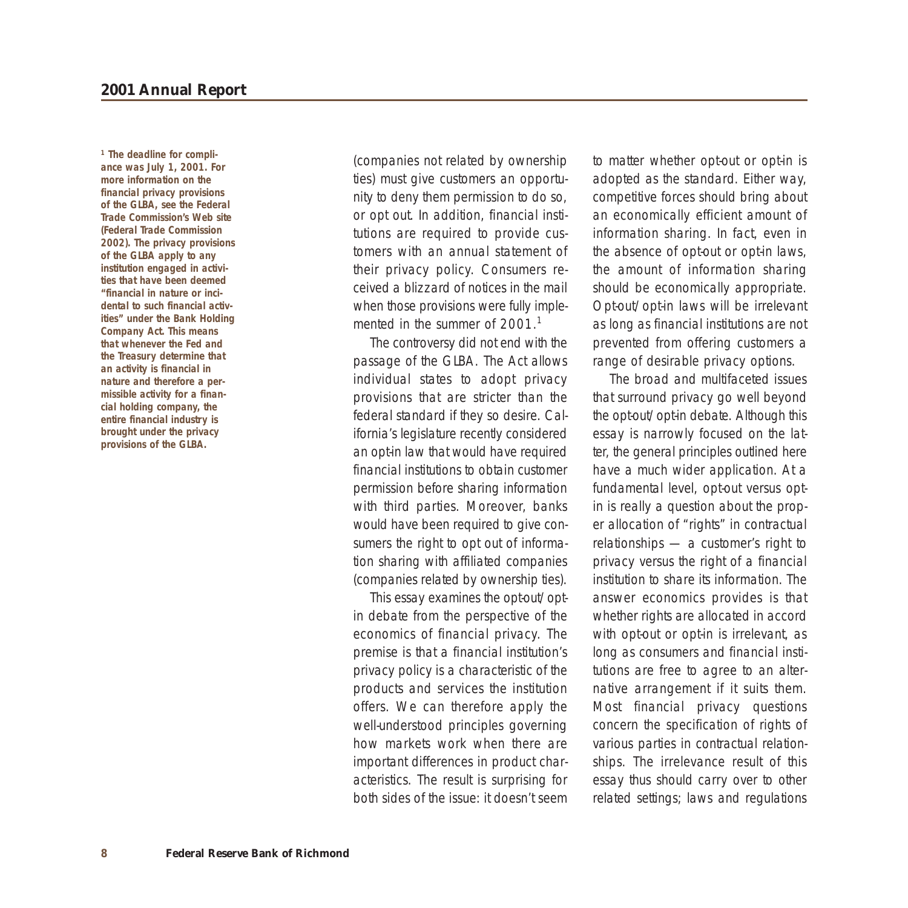(companies not related by ownership ties) must give customers an opportunity to deny them permission to do so, or opt out. In addition, financial institutions are required to provide customers with an annual statement of their privacy policy. Consumers received a blizzard of notices in the mail when those provisions were fully implemented in the summer of 2001.[1]

The controversy did not end with the passage of the GLBA. The Act allows individual states to adopt privacy provisions that are stricter than the federal standard if they so desire. California's legislature recently considered an opt-in law that would have required financial institutions to obtain customer permission before sharing information with third parties. Moreover, banks would have been required to give consumers the right to opt out of information sharing with affiliated companies (companies related by ownership ties).

This essay examines the opt-out/opt-in debate from the perspective of the economics of financial privacy. The premise is that a financial institution's privacy policy is a characteristic of the products and services the institution offers. We can therefore apply the well-understood principles governing how markets work when there are important differences in product characteristics. The result is surprising for both sides of the issue: it doesn't seem to matter whether opt-out or opt-in is adopted as the standard. Either way, competitive forces should bring about an economically efficient amount of information sharing. In fact, even in the absence of opt-out or opt-in laws, the amount of information sharing should be economically appropriate. Opt-out/opt-in laws will be irrelevant as long as financial institutions are not prevented from offering customers a range of desirable privacy options.

The broad and multifaceted issues that surround privacy go well beyond the opt-out/opt-in debate. Although this essay is narrowly focused on the latter, the general principles outlined here have a much wider application. At a fundamental level, opt-out versus opt-in is really a question about the proper allocation of "rights" in contractual relationships — a customer's right to privacy versus the right of a financial institution to share its information. The answer economics provides is that whether rights are allocated in accord with opt-out or opt-in is irrelevant, as long as consumers and financial institutions are free to agree to an alternative arrangement if it suits them. Most financial privacy questions concern the specification of rights of various parties in contractual relationships. The irrelevance result of this essay thus should carry over to other related settings; laws and regulations

**[1] The deadline for compliance was July 1, 2001. For more information on the financial privacy provisions of the GLBA, see the Federal Trade Commission's Web site (Federal Trade Commission 2002). The privacy provisions of the GLBA apply to any institution engaged in activities that have been deemed "financial in nature or incidental to such financial activities" under the Bank Holding Company Act. This means that whenever the Fed and the Treasury determine that an activity is financial in nature and therefore a permissible activity for a financial holding company, the entire financial industry is brought under the privacy provisions of the GLBA.**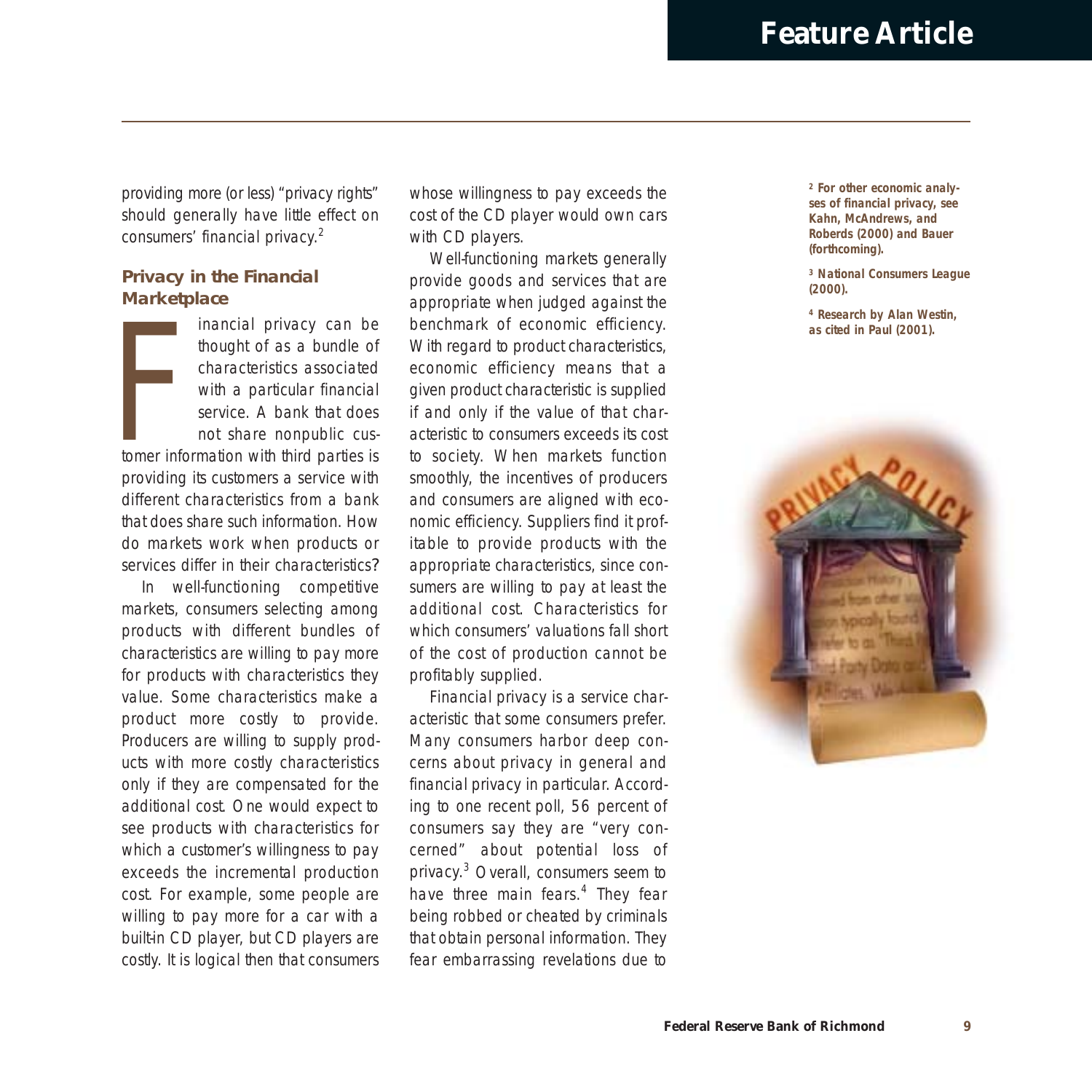providing more (or less) "privacy rights" should generally have little effect on consumers' financial privacy.[2]

### Privacy in the Financial Marketplace

Financial privacy can be thought of as a bundle of characteristics associated with a particular financial service. A bank that does not share nonpublic customer information with third parties is providing its customers a service with different characteristics from a bank that does share such information. How do markets work when products or services differ in their characteristics?

In well-functioning competitive markets, consumers selecting among products with different bundles of characteristics are willing to pay more for products with characteristics they value. Some characteristics make a product more costly to provide. Producers are willing to supply products with more costly characteristics only if they are compensated for the additional cost. One would expect to see products with characteristics for which a customer's willingness to pay exceeds the incremental production cost. For example, some people are willing to pay more for a car with a built-in CD player, but CD players are costly. It is logical then that consumers whose willingness to pay exceeds the cost of the CD player would own cars with CD players.

Well-functioning markets generally provide goods and services that are appropriate when judged against the benchmark of economic efficiency. With regard to product characteristics, economic efficiency means that a given product characteristic is supplied if and only if the value of that characteristic to consumers exceeds its cost to society. When markets function smoothly, the incentives of producers and consumers are aligned with economic efficiency. Suppliers find it profitable to provide products with the appropriate characteristics, since consumers are willing to pay at least the additional cost. Characteristics for which consumers' valuations fall short of the cost of production cannot be profitably supplied.

Financial privacy is a service characteristic that some consumers prefer. Many consumers harbor deep concerns about privacy in general and financial privacy in particular. According to one recent poll, 56 percent of consumers say they are "very concerned" about potential loss of privacy.[3] Overall, consumers seem to have three main fears.[4] They fear being robbed or cheated by criminals that obtain personal information. They fear embarrassing revelations due to

[2] For other economic analyses of financial privacy, see Kahn, McAndrews, and Roberds (2000) and Bauer (forthcoming).

[3] National Consumers League (2000).

[4] Research by Alan Westin, as cited in Paul (2001).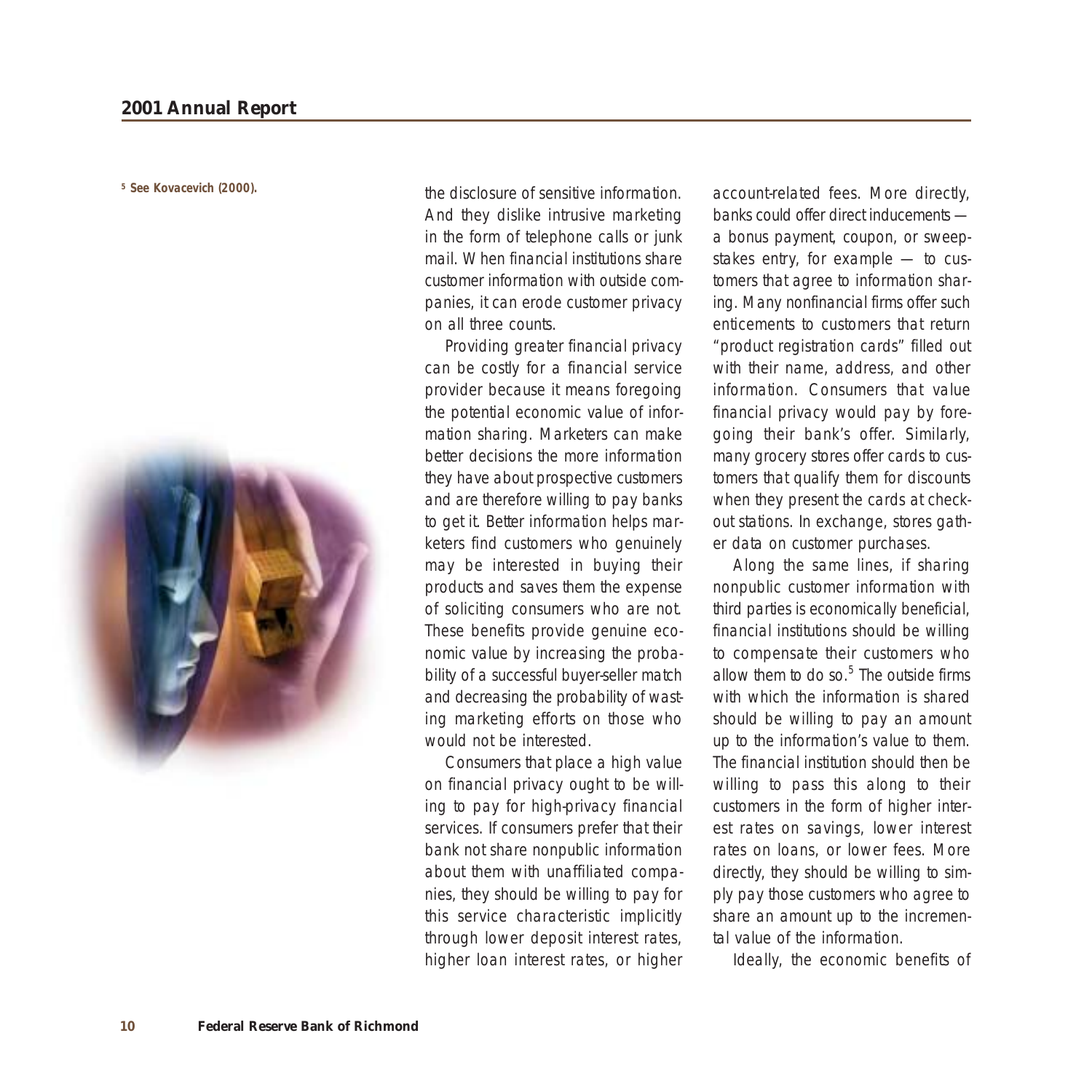the disclosure of sensitive information. And they dislike intrusive marketing in the form of telephone calls or junk mail. When financial institutions share customer information with outside companies, it can erode customer privacy on all three counts.

Providing greater financial privacy can be costly for a financial service provider because it means foregoing the potential economic value of information sharing. Marketers can make better decisions the more information they have about prospective customers and are therefore willing to pay banks to get it. Better information helps marketers find customers who genuinely may be interested in buying their products and saves them the expense of soliciting consumers who are not. These benefits provide genuine economic value by increasing the probability of a successful buyer-seller match and decreasing the probability of wasting marketing efforts on those who would not be interested.

Consumers that place a high value on financial privacy ought to be willing to pay for high-privacy financial services. If consumers prefer that their bank not share nonpublic information about them with unaffiliated companies, they should be willing to pay for this service characteristic implicitly through lower deposit interest rates, higher loan interest rates, or higher account-related fees. More directly, banks could offer direct inducements — a bonus payment, coupon, or sweepstakes entry, for example — to customers that agree to information sharing. Many nonfinancial firms offer such enticements to customers that return "product registration cards" filled out with their name, address, and other information. Consumers that value financial privacy would pay by foregoing their bank's offer. Similarly, many grocery stores offer cards to customers that qualify them for discounts when they present the cards at checkout stations. In exchange, stores gather data on customer purchases.

Along the same lines, if sharing nonpublic customer information with third parties is economically beneficial, financial institutions should be willing to compensate their customers who allow them to do so.[5] The outside firms with which the information is shared should be willing to pay an amount up to the information's value to them. The financial institution should then be willing to pass this along to their customers in the form of higher interest rates on savings, lower interest rates on loans, or lower fees. More directly, they should be willing to simply pay those customers who agree to share an amount up to the incremental value of the information.

Ideally, the economic benefits of

[5] See Kovacevich (2000).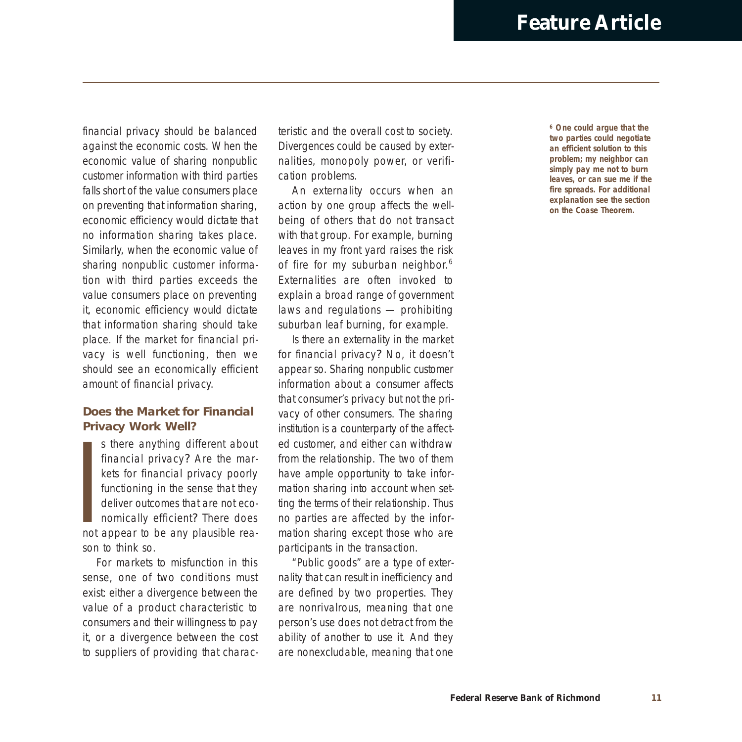financial privacy should be balanced against the economic costs. When the economic value of sharing nonpublic customer information with third parties falls short of the value consumers place on preventing that information sharing, economic efficiency would dictate that no information sharing takes place. Similarly, when the economic value of sharing nonpublic customer information with third parties exceeds the value consumers place on preventing it, economic efficiency would dictate that information sharing should take place. If the market for financial privacy is well functioning, then we should see an economically efficient amount of financial privacy.

### Does the Market for Financial Privacy Work Well?

Is there anything different about financial privacy? Are the markets for financial privacy poorly functioning in the sense that they deliver outcomes that are not economically efficient? There does not appear to be any plausible reason to think so.

For markets to misfunction in this sense, one of two conditions must exist: either a divergence between the value of a product characteristic to consumers and their willingness to pay it, or a divergence between the cost to suppliers of providing that characteristic and the overall cost to society. Divergences could be caused by externalities, monopoly power, or verification problems.

An externality occurs when an action by one group affects the well-being of others that do not transact with that group. For example, burning leaves in my front yard raises the risk of fire for my suburban neighbor.[6] Externalities are often invoked to explain a broad range of government laws and regulations — prohibiting suburban leaf burning, for example.

Is there an externality in the market for financial privacy? No, it doesn't appear so. Sharing nonpublic customer information about a consumer affects that consumer's privacy but not the privacy of other consumers. The sharing institution is a counterparty of the affected customer, and either can withdraw from the relationship. The two of them have ample opportunity to take information sharing into account when setting the terms of their relationship. Thus no parties are affected by the information sharing except those who are participants in the transaction.

"Public goods" are a type of externality that can result in inefficiency and are defined by two properties. They are nonrivalrous, meaning that one person's use does not detract from the ability of another to use it. And they are nonexcludable, meaning that one

[6] One could argue that the two parties could negotiate an efficient solution to this problem; my neighbor can simply pay me not to burn leaves, or can sue me if the fire spreads. For additional explanation see the section on the Coase Theorem.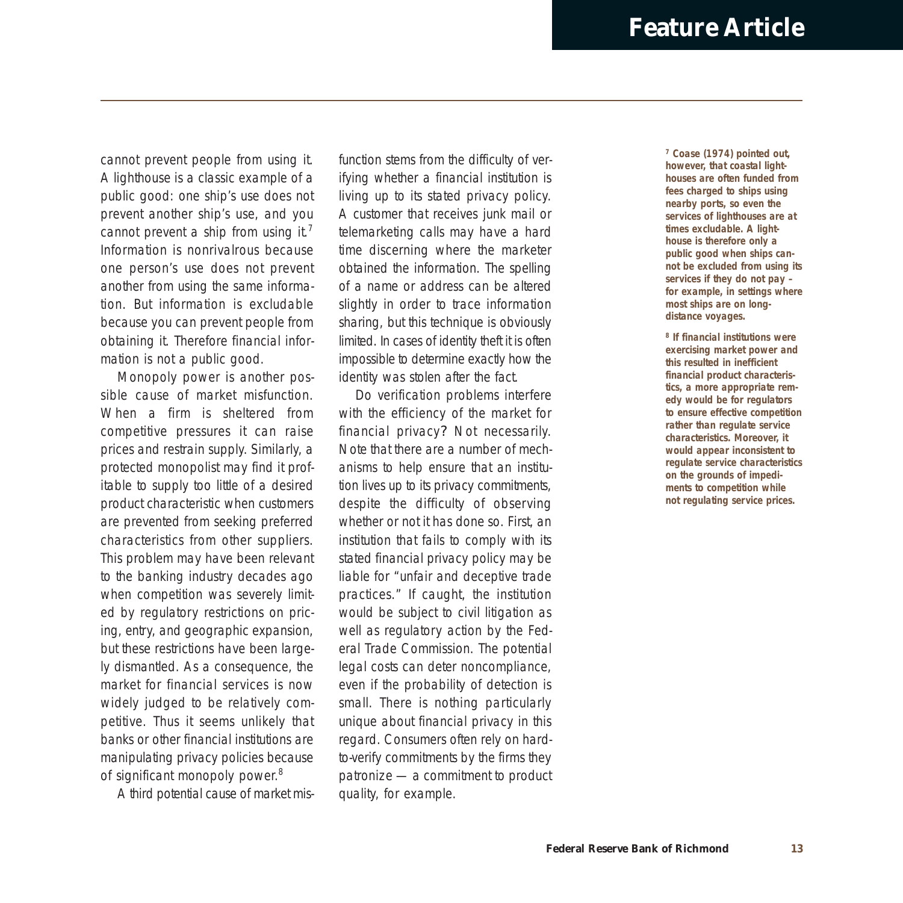cannot prevent people from using it. A lighthouse is a classic example of a public good: one ship's use does not prevent another ship's use, and you cannot prevent a ship from using it.[7] Information is nonrivalrous because one person's use does not prevent another from using the same information. But information is excludable because you can prevent people from obtaining it. Therefore financial information is not a public good.

Monopoly power is another possible cause of market misfunction. When a firm is sheltered from competitive pressures it can raise prices and restrain supply. Similarly, a protected monopolist may find it profitable to supply too little of a desired product characteristic when customers are prevented from seeking preferred characteristics from other suppliers. This problem may have been relevant to the banking industry decades ago when competition was severely limited by regulatory restrictions on pricing, entry, and geographic expansion, but these restrictions have been largely dismantled. As a consequence, the market for financial services is now widely judged to be relatively competitive. Thus it seems unlikely that banks or other financial institutions are manipulating privacy policies because of significant monopoly power.[8]

A third potential cause of market misfunction stems from the difficulty of verifying whether a financial institution is living up to its stated privacy policy. A customer that receives junk mail or telemarketing calls may have a hard time discerning where the marketer obtained the information. The spelling of a name or address can be altered slightly in order to trace information sharing, but this technique is obviously limited. In cases of identity theft it is often impossible to determine exactly how the identity was stolen after the fact.

Do verification problems interfere with the efficiency of the market for financial privacy? Not necessarily. Note that there are a number of mechanisms to help ensure that an institution lives up to its privacy commitments, despite the difficulty of observing whether or not it has done so. First, an institution that fails to comply with its stated financial privacy policy may be liable for "unfair and deceptive trade practices." If caught, the institution would be subject to civil litigation as well as regulatory action by the Federal Trade Commission. The potential legal costs can deter noncompliance, even if the probability of detection is small. There is nothing particularly unique about financial privacy in this regard. Consumers often rely on hard-to-verify commitments by the firms they patronize — a commitment to product quality, for example.

---

[7] Coase (1974) pointed out, however, that coastal lighthouses are often funded from fees charged to ships using nearby ports, so even the services of lighthouses are at times excludable. A lighthouse is therefore only a public good when ships cannot be excluded from using its services if they do not pay – for example, in settings where most ships are on long-distance voyages.

[8] If financial institutions were exercising market power and this resulted in inefficient financial product characteristics, a more appropriate remedy would be for regulators to ensure effective competition rather than regulate service characteristics. Moreover, it would appear inconsistent to regulate service characteristics on the grounds of impediments to competition while not regulating service prices.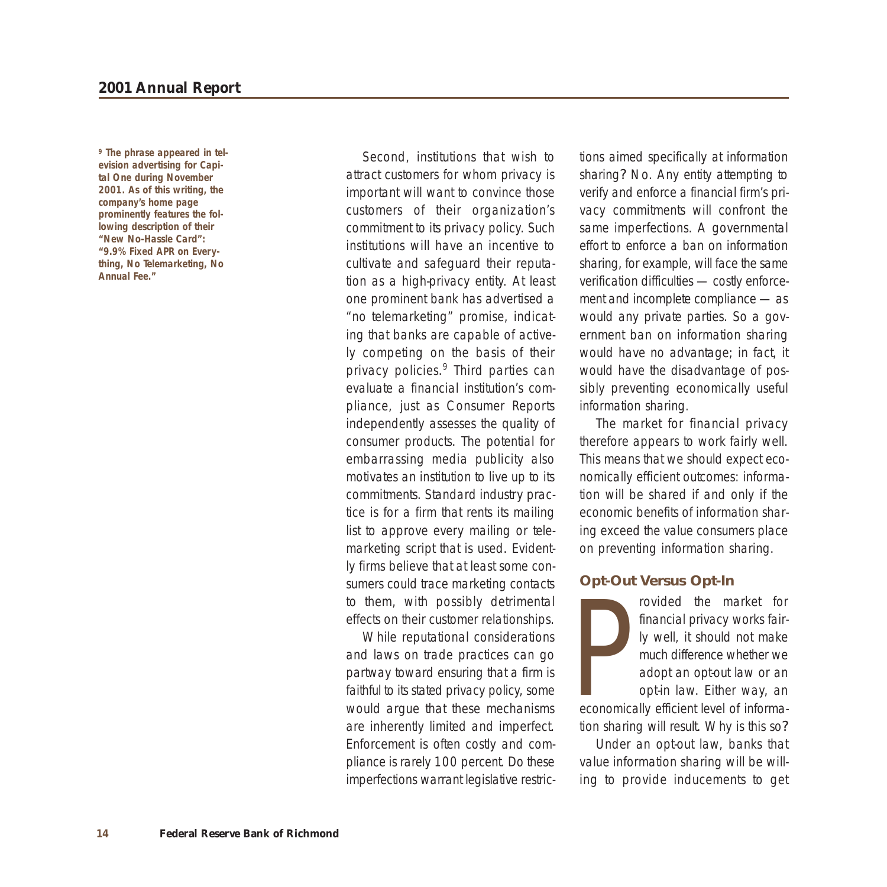Second, institutions that wish to attract customers for whom privacy is important will want to convince those customers of their organization's commitment to its privacy policy. Such institutions will have an incentive to cultivate and safeguard their reputation as a high-privacy entity. At least one prominent bank has advertised a "no telemarketing" promise, indicating that banks are capable of actively competing on the basis of their privacy policies.[9] Third parties can evaluate a financial institution's compliance, just as Consumer Reports independently assesses the quality of consumer products. The potential for embarrassing media publicity also motivates an institution to live up to its commitments. Standard industry practice is for a firm that rents its mailing list to approve every mailing or telemarketing script that is used. Evidently firms believe that at least some consumers could trace marketing contacts to them, with possibly detrimental effects on their customer relationships.

While reputational considerations and laws on trade practices can go partway toward ensuring that a firm is faithful to its stated privacy policy, some would argue that these mechanisms are inherently limited and imperfect. Enforcement is often costly and compliance is rarely 100 percent. Do these imperfections warrant legislative restrictions aimed specifically at information sharing? No. Any entity attempting to verify and enforce a financial firm's privacy commitments will confront the same imperfections. A governmental effort to enforce a ban on information sharing, for example, will face the same verification difficulties — costly enforcement and incomplete compliance — as would any private parties. So a government ban on information sharing would have no advantage; in fact, it would have the disadvantage of possibly preventing economically useful information sharing.

The market for financial privacy therefore appears to work fairly well. This means that we should expect economically efficient outcomes: information will be shared if and only if the economic benefits of information sharing exceed the value consumers place on preventing information sharing.

## Opt-Out Versus Opt-In

Provided the market for financial privacy works fairly well, it should not make much difference whether we adopt an opt-out law or an opt-in law. Either way, an economically efficient level of information sharing will result. Why is this so?

Under an opt-out law, banks that value information sharing will be willing to provide inducements to get

[9] The phrase appeared in television advertising for Capital One during November 2001. As of this writing, the company's home page prominently features the following description of their "New No-Hassle Card": "9.9% Fixed APR on Everything, No Telemarketing, No Annual Fee."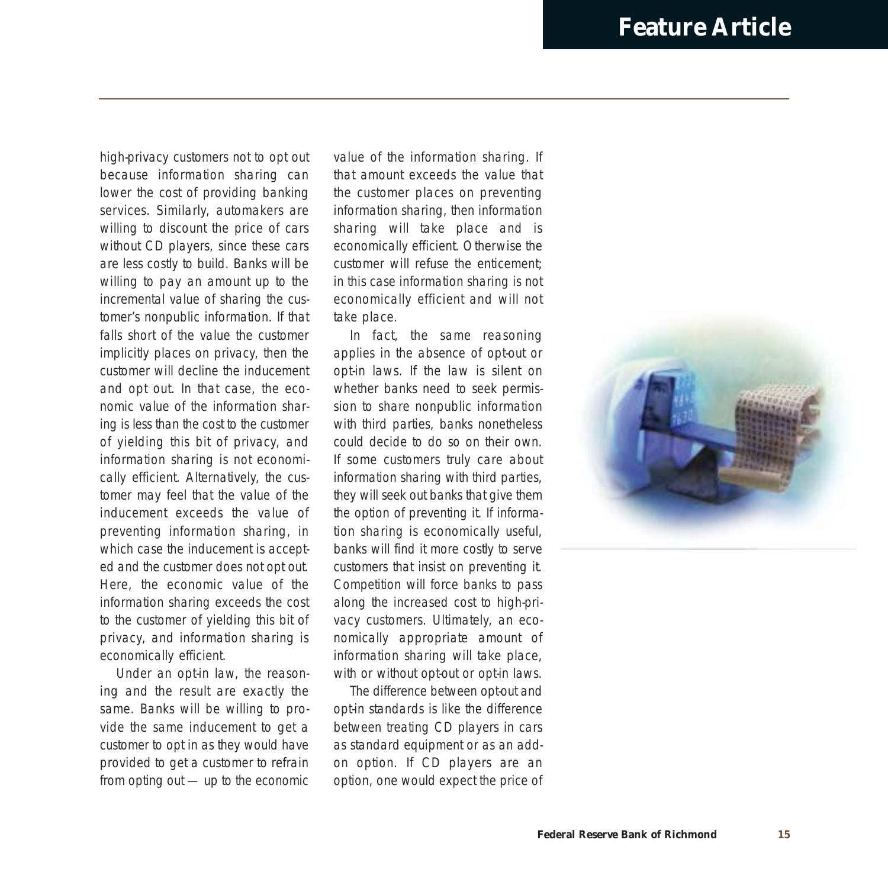high-privacy customers not to opt out because information sharing can lower the cost of providing banking services. Similarly, automakers are willing to discount the price of cars without CD players, since these cars are less costly to build. Banks will be willing to pay an amount up to the incremental value of sharing the customer's nonpublic information. If that falls short of the value the customer implicitly places on privacy, then the customer will decline the inducement and opt out. In that case, the economic value of the information sharing is less than the cost to the customer of yielding this bit of privacy, and information sharing is not economically efficient. Alternatively, the customer may feel that the value of the inducement exceeds the value of preventing information sharing, in which case the inducement is accepted and the customer does not opt out. Here, the economic value of the information sharing exceeds the cost to the customer of yielding this bit of privacy, and information sharing is economically efficient.

Under an opt-in law, the reasoning and the result are exactly the same. Banks will be willing to provide the same inducement to get a customer to opt in as they would have provided to get a customer to refrain from opting out — up to the economic value of the information sharing. If that amount exceeds the value that the customer places on preventing information sharing, then information sharing will take place and is economically efficient. Otherwise the customer will refuse the enticement; in this case information sharing is not economically efficient and will not take place.

In fact, the same reasoning applies in the absence of opt-out or opt-in laws. If the law is silent on whether banks need to seek permission to share nonpublic information with third parties, banks nonetheless could decide to do so on their own. If some customers truly care about information sharing with third parties, they will seek out banks that give them the option of preventing it. If information sharing is economically useful, banks will find it more costly to serve customers that insist on preventing it. Competition will force banks to pass along the increased cost to high-privacy customers. Ultimately, an economically appropriate amount of information sharing will take place, with or without opt-out or opt-in laws.

The difference between opt-out and opt-in standards is like the difference between treating CD players in cars as standard equipment or as an add-on option. If CD players are an option, one would expect the price of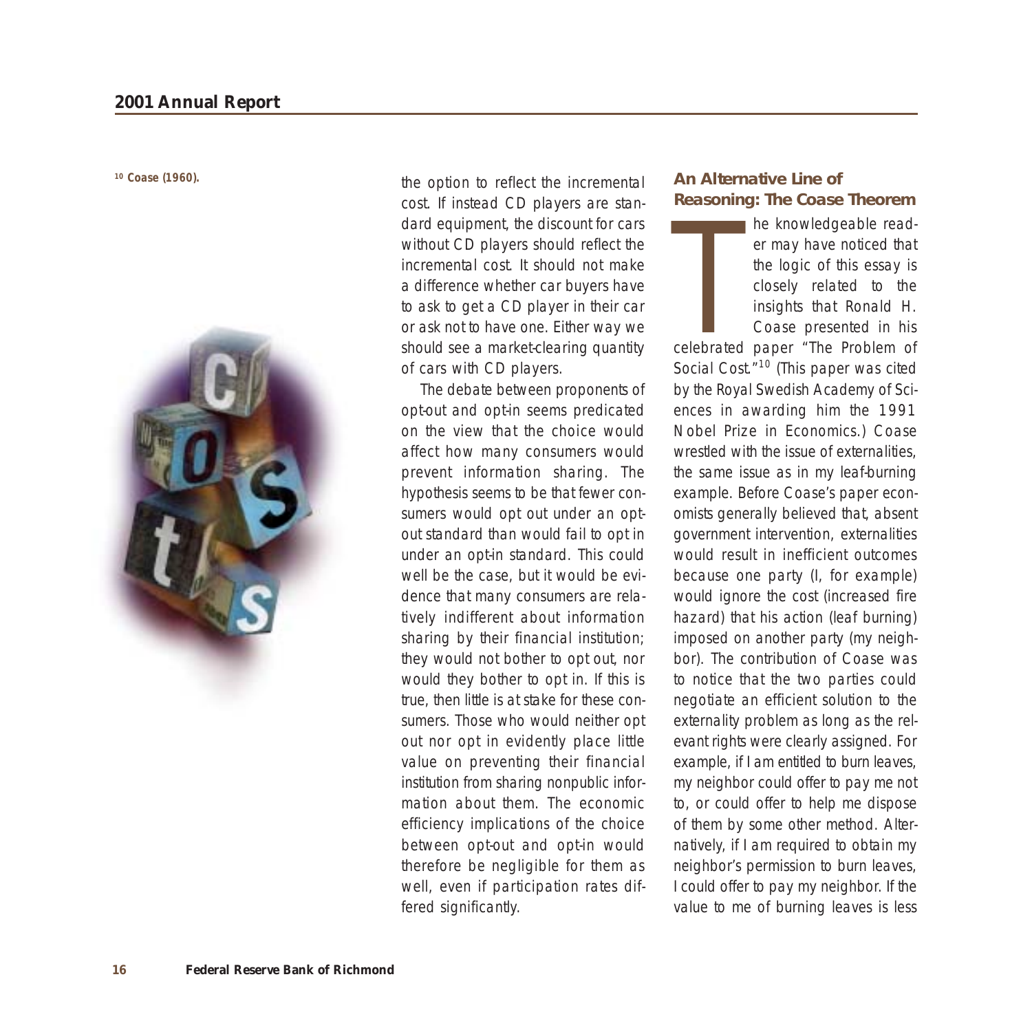the option to reflect the incremental cost. If instead CD players are standard equipment, the discount for cars without CD players should reflect the incremental cost. It should not make a difference whether car buyers have to ask to get a CD player in their car or ask not to have one. Either way we should see a market-clearing quantity of cars with CD players.

The debate between proponents of opt-out and opt-in seems predicated on the view that the choice would affect how many consumers would prevent information sharing. The hypothesis seems to be that fewer consumers would opt out under an opt-out standard than would fail to opt in under an opt-in standard. This could well be the case, but it would be evidence that many consumers are relatively indifferent about information sharing by their financial institution; they would not bother to opt out, nor would they bother to opt in. If this is true, then little is at stake for these consumers. Those who would neither opt out nor opt in evidently place little value on preventing their financial institution from sharing nonpublic information about them. The economic efficiency implications of the choice between opt-out and opt-in would therefore be negligible for them as well, even if participation rates differed significantly.

### An Alternative Line of Reasoning: The Coase Theorem

The knowledgeable reader may have noticed that the logic of this essay is closely related to the insights that Ronald H. Coase presented in his celebrated paper "The Problem of Social Cost."[10] (This paper was cited by the Royal Swedish Academy of Sciences in awarding him the 1991 Nobel Prize in Economics.) Coase wrestled with the issue of externalities, the same issue as in my leaf-burning example. Before Coase's paper economists generally believed that, absent government intervention, externalities would result in inefficient outcomes because one party (I, for example) would ignore the cost (increased fire hazard) that his action (leaf burning) imposed on another party (my neighbor). The contribution of Coase was to notice that the two parties could negotiate an efficient solution to the externality problem as long as the relevant rights were clearly assigned. For example, if I am entitled to burn leaves, my neighbor could offer to pay me not to, or could offer to help me dispose of them by some other method. Alternatively, if I am required to obtain my neighbor's permission to burn leaves, I could offer to pay my neighbor. If the value to me of burning leaves is less

[10] Coase (1960).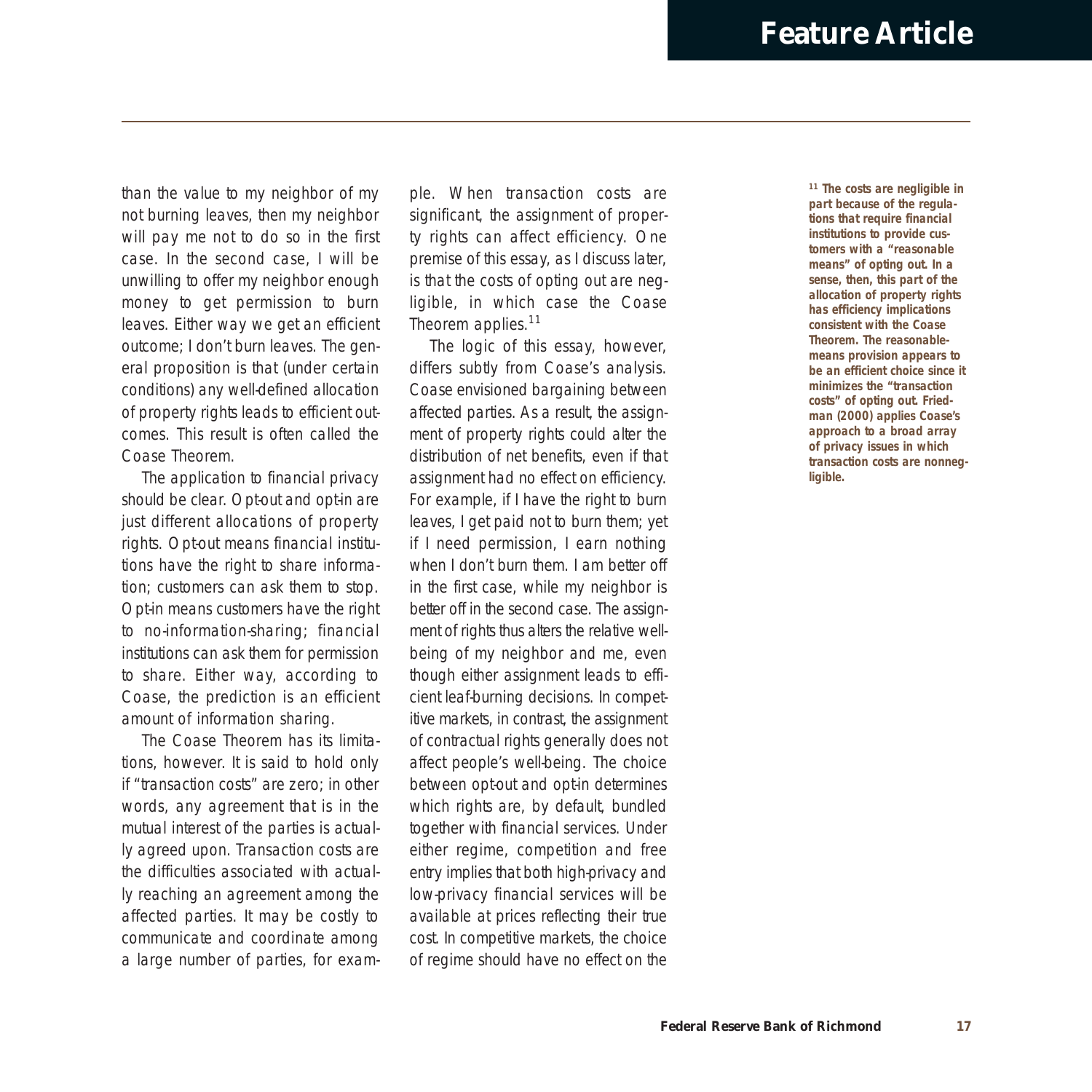than the value to my neighbor of my not burning leaves, then my neighbor will pay me not to do so in the first case. In the second case, I will be unwilling to offer my neighbor enough money to get permission to burn leaves. Either way we get an efficient outcome; I don't burn leaves. The general proposition is that (under certain conditions) any well-defined allocation of property rights leads to efficient outcomes. This result is often called the Coase Theorem.

The application to financial privacy should be clear. Opt-out and opt-in are just different allocations of property rights. Opt-out means financial institutions have the right to share information; customers can ask them to stop. Opt-in means customers have the right to no-information-sharing; financial institutions can ask them for permission to share. Either way, according to Coase, the prediction is an efficient amount of information sharing.

The Coase Theorem has its limitations, however. It is said to hold only if "transaction costs" are zero; in other words, any agreement that is in the mutual interest of the parties is actually agreed upon. Transaction costs are the difficulties associated with actually reaching an agreement among the affected parties. It may be costly to communicate and coordinate among a large number of parties, for example. When transaction costs are significant, the assignment of property rights can affect efficiency. One premise of this essay, as I discuss later, is that the costs of opting out are negligible, in which case the Coase Theorem applies.[11]

The logic of this essay, however, differs subtly from Coase's analysis. Coase envisioned bargaining between affected parties. As a result, the assignment of property rights could alter the distribution of net benefits, even if that assignment had no effect on efficiency. For example, if I have the right to burn leaves, I get paid not to burn them; yet if I need permission, I earn nothing when I don't burn them. I am better off in the first case, while my neighbor is better off in the second case. The assignment of rights thus alters the relative well-being of my neighbor and me, even though either assignment leads to efficient leaf-burning decisions. In competitive markets, in contrast, the assignment of contractual rights generally does not affect people's well-being. The choice between opt-out and opt-in determines which rights are, by default, bundled together with financial services. Under either regime, competition and free entry implies that both high-privacy and low-privacy financial services will be available at prices reflecting their true cost. In competitive markets, the choice of regime should have no effect on the

**[11] The costs are negligible in part because of the regulations that require financial institutions to provide customers with a "reasonable means" of opting out. In a sense, then, this part of the allocation of property rights has efficiency implications consistent with the Coase Theorem. The reasonable-means provision appears to be an efficient choice since it minimizes the "transaction costs" of opting out. Friedman (2000) applies Coase's approach to a broad array of privacy issues in which transaction costs are nonnegligible.**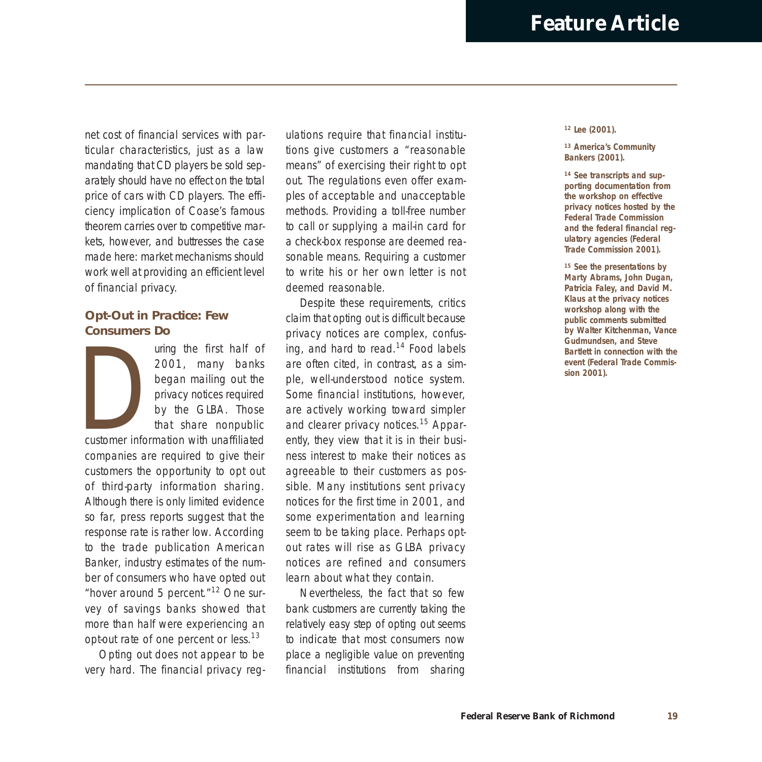net cost of financial services with particular characteristics, just as a law mandating that CD players be sold separately should have no effect on the total price of cars with CD players. The efficiency implication of Coase's famous theorem carries over to competitive markets, however, and buttresses the case made here: market mechanisms should work well at providing an efficient level of financial privacy.

### Opt-Out in Practice: Few Consumers Do

During the first half of 2001, many banks began mailing out the privacy notices required by the GLBA. Those that share nonpublic customer information with unaffiliated companies are required to give their customers the opportunity to opt out of third-party information sharing. Although there is only limited evidence so far, press reports suggest that the response rate is rather low. According to the trade publication American Banker, industry estimates of the number of consumers who have opted out "hover around 5 percent."[12] One survey of savings banks showed that more than half were experiencing an opt-out rate of one percent or less.[13]

Opting out does not appear to be very hard. The financial privacy regulations require that financial institutions give customers a "reasonable means" of exercising their right to opt out. The regulations even offer examples of acceptable and unacceptable methods. Providing a toll-free number to call or supplying a mail-in card for a check-box response are deemed reasonable means. Requiring a customer to write his or her own letter is not deemed reasonable.

Despite these requirements, critics claim that opting out is difficult because privacy notices are complex, confusing, and hard to read.[14] Food labels are often cited, in contrast, as a simple, well-understood notice system. Some financial institutions, however, are actively working toward simpler and clearer privacy notices.[15] Apparently, they view that it is in their business interest to make their notices as agreeable to their customers as possible. Many institutions sent privacy notices for the first time in 2001, and some experimentation and learning seem to be taking place. Perhaps opt-out rates will rise as GLBA privacy notices are refined and consumers learn about what they contain.

Nevertheless, the fact that so few bank customers are currently taking the relatively easy step of opting out seems to indicate that most consumers now place a negligible value on preventing financial institutions from sharing

---

[12] Lee (2001).

[13] America's Community Bankers (2001).

[14] See transcripts and supporting documentation from the workshop on effective privacy notices hosted by the Federal Trade Commission and the federal financial regulatory agencies (Federal Trade Commission 2001).

[15] See the presentations by Marty Abrams, John Dugan, Patricia Faley, and David M. Klaus at the privacy notices workshop along with the public comments submitted by Walter Kitchenman, Vance Gudmundsen, and Steve Bartlett in connection with the event (Federal Trade Commission 2001).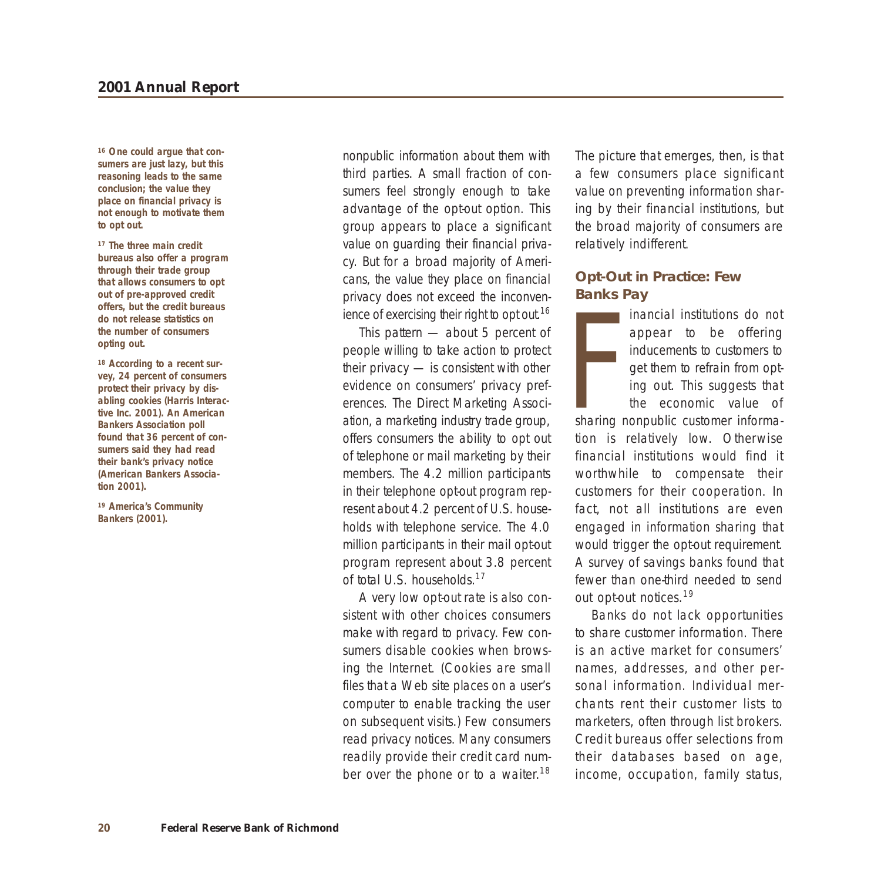nonpublic information about them with third parties. A small fraction of consumers feel strongly enough to take advantage of the opt-out option. This group appears to place a significant value on guarding their financial privacy. But for a broad majority of Americans, the value they place on financial privacy does not exceed the inconvenience of exercising their right to opt out.[16]

This pattern — about 5 percent of people willing to take action to protect their privacy — is consistent with other evidence on consumers' privacy preferences. The Direct Marketing Association, a marketing industry trade group, offers consumers the ability to opt out of telephone or mail marketing by their members. The 4.2 million participants in their telephone opt-out program represent about 4.2 percent of U.S. households with telephone service. The 4.0 million participants in their mail opt-out program represent about 3.8 percent of total U.S. households.[17]

A very low opt-out rate is also consistent with other choices consumers make with regard to privacy. Few consumers disable cookies when browsing the Internet. (Cookies are small files that a Web site places on a user's computer to enable tracking the user on subsequent visits.) Few consumers read privacy notices. Many consumers readily provide their credit card number over the phone or to a waiter.[18]

The picture that emerges, then, is that a few consumers place significant value on preventing information sharing by their financial institutions, but the broad majority of consumers are relatively indifferent.

## Opt-Out in Practice: Few Banks Pay

Financial institutions do not appear to be offering inducements to customers to get them to refrain from opting out. This suggests that the economic value of sharing nonpublic customer information is relatively low. Otherwise financial institutions would find it worthwhile to compensate their customers for their cooperation. In fact, not all institutions are even engaged in information sharing that would trigger the opt-out requirement. A survey of savings banks found that fewer than one-third needed to send out opt-out notices.[19]

Banks do not lack opportunities to share customer information. There is an active market for consumers' names, addresses, and other personal information. Individual merchants rent their customer lists to marketers, often through list brokers. Credit bureaus offer selections from their databases based on age, income, occupation, family status,

**[16] One could argue that consumers are just lazy, but this reasoning leads to the same conclusion; the value they place on financial privacy is not enough to motivate them to opt out.**

**[17] The three main credit bureaus also offer a program through their trade group that allows consumers to opt out of pre-approved credit offers, but the credit bureaus do not release statistics on the number of consumers opting out.**

**[18] According to a recent survey, 24 percent of consumers protect their privacy by disabling cookies (Harris Interactive Inc. 2001). An American Bankers Association poll found that 36 percent of consumers said they had read their bank's privacy notice (American Bankers Association 2001).**

**[19] America's Community Bankers (2001).**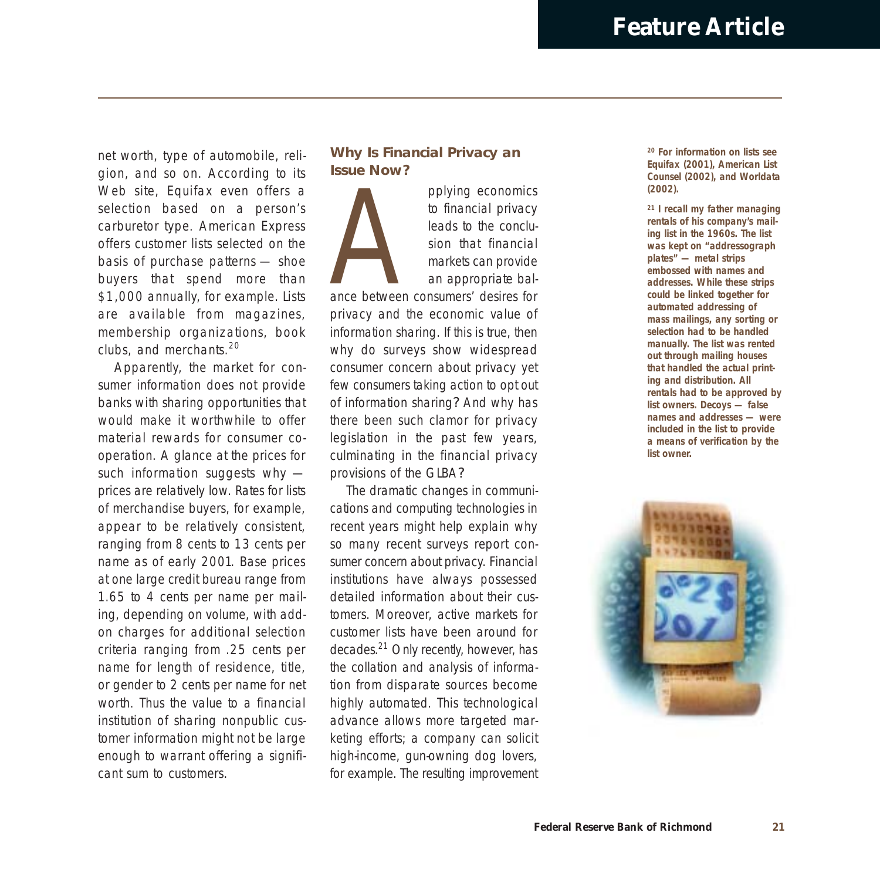net worth, type of automobile, religion, and so on. According to its Web site, Equifax even offers a selection based on a person's carburetor type. American Express offers customer lists selected on the basis of purchase patterns — shoe buyers that spend more than $1,000 annually, for example. Lists are available from magazines, membership organizations, book clubs, and merchants.[20]

Apparently, the market for consumer information does not provide banks with sharing opportunities that would make it worthwhile to offer material rewards for consumer cooperation. A glance at the prices for such information suggests why — prices are relatively low. Rates for lists of merchandise buyers, for example, appear to be relatively consistent, ranging from 8 cents to 13 cents per name as of early 2001. Base prices at one large credit bureau range from 1.65 to 4 cents per name per mailing, depending on volume, with add-on charges for additional selection criteria ranging from .25 cents per name for length of residence, title, or gender to 2 cents per name for net worth. Thus the value to a financial institution of sharing nonpublic customer information might not be large enough to warrant offering a significant sum to customers.

## Why Is Financial Privacy an Issue Now?

Applying economics to financial privacy leads to the conclusion that financial markets can provide an appropriate balance between consumers' desires for privacy and the economic value of information sharing. If this is true, then why do surveys show widespread consumer concern about privacy yet few consumers taking action to opt out of information sharing? And why has there been such clamor for privacy legislation in the past few years, culminating in the financial privacy provisions of the GLBA?

The dramatic changes in communications and computing technologies in recent years might help explain why so many recent surveys report consumer concern about privacy. Financial institutions have always possessed detailed information about their customers. Moreover, active markets for customer lists have been around for decades.[21] Only recently, however, has the collation and analysis of information from disparate sources become highly automated. This technological advance allows more targeted marketing efforts; a company can solicit high-income, gun-owning dog lovers, for example. The resulting improvement

**[20] For information on lists see Equifax (2001), American List Counsel (2002), and Worldata (2002).**

**[21] I recall my father managing rentals of his company's mailing list in the 1960s. The list was kept on "addressograph plates" — metal strips embossed with names and addresses. While these strips could be linked together for automated addressing of mass mailings, any sorting or selection had to be handled manually. The list was rented out through mailing houses that handled the actual printing and distribution. All rentals had to be approved by list owners. Decoys — false names and addresses — were included in the list to provide a means of verification by the list owner.**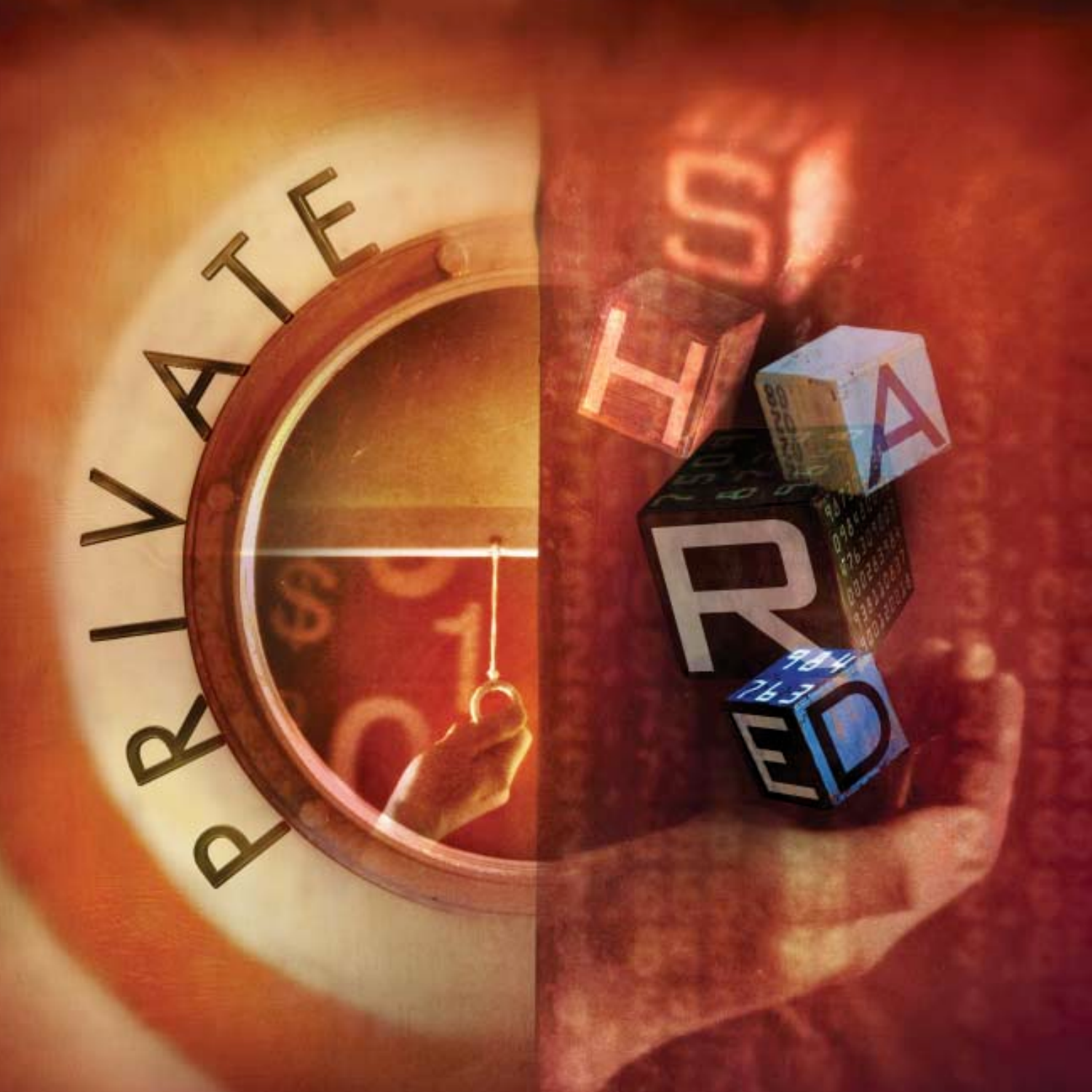PRIVATE

SHARED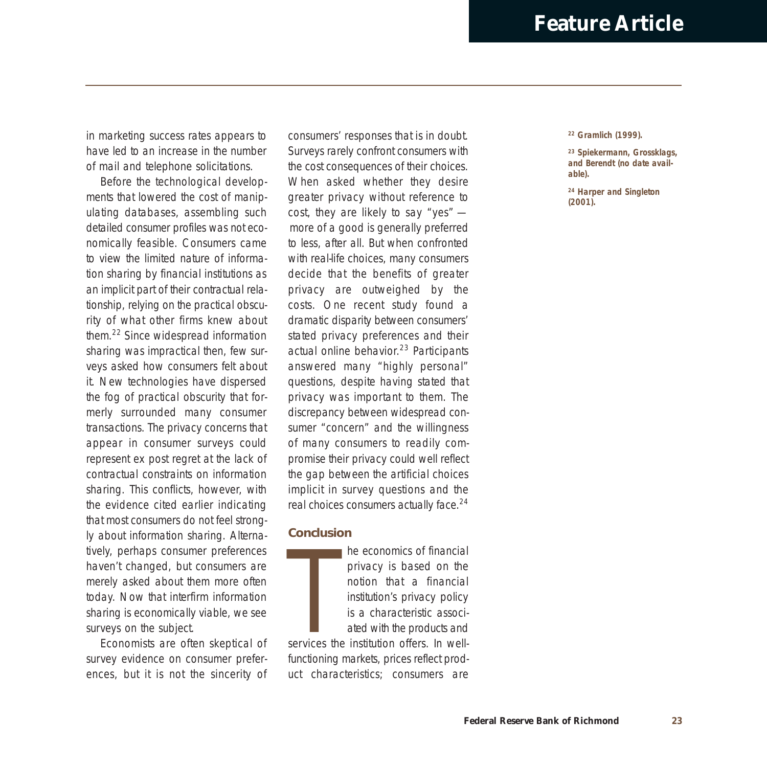in marketing success rates appears to have led to an increase in the number of mail and telephone solicitations.

Before the technological developments that lowered the cost of manipulating databases, assembling such detailed consumer profiles was not economically feasible. Consumers came to view the limited nature of information sharing by financial institutions as an implicit part of their contractual relationship, relying on the practical obscurity of what other firms knew about them.[22] Since widespread information sharing was impractical then, few surveys asked how consumers felt about it. New technologies have dispersed the fog of practical obscurity that formerly surrounded many consumer transactions. The privacy concerns that appear in consumer surveys could represent ex post regret at the lack of contractual constraints on information sharing. This conflicts, however, with the evidence cited earlier indicating that most consumers do not feel strongly about information sharing. Alternatively, perhaps consumer preferences haven't changed, but consumers are merely asked about them more often today. Now that interfirm information sharing is economically viable, we see surveys on the subject.

Economists are often skeptical of survey evidence on consumer preferences, but it is not the sincerity of consumers' responses that is in doubt. Surveys rarely confront consumers with the cost consequences of their choices. When asked whether they desire greater privacy without reference to cost, they are likely to say "yes" — more of a good is generally preferred to less, after all. But when confronted with real-life choices, many consumers decide that the benefits of greater privacy are outweighed by the costs. One recent study found a dramatic disparity between consumers' stated privacy preferences and their actual online behavior.[23] Participants answered many "highly personal" questions, despite having stated that privacy was important to them. The discrepancy between widespread consumer "concern" and the willingness of many consumers to readily compromise their privacy could well reflect the gap between the artificial choices implicit in survey questions and the real choices consumers actually face.[24]

## Conclusion

The economics of financial privacy is based on the notion that a financial institution's privacy policy is a characteristic associated with the products and services the institution offers. In well-functioning markets, prices reflect product characteristics; consumers are

[22] Gramlich (1999).

[23] Spiekermann, Grossklags, and Berendt (no date available).

[24] Harper and Singleton (2001).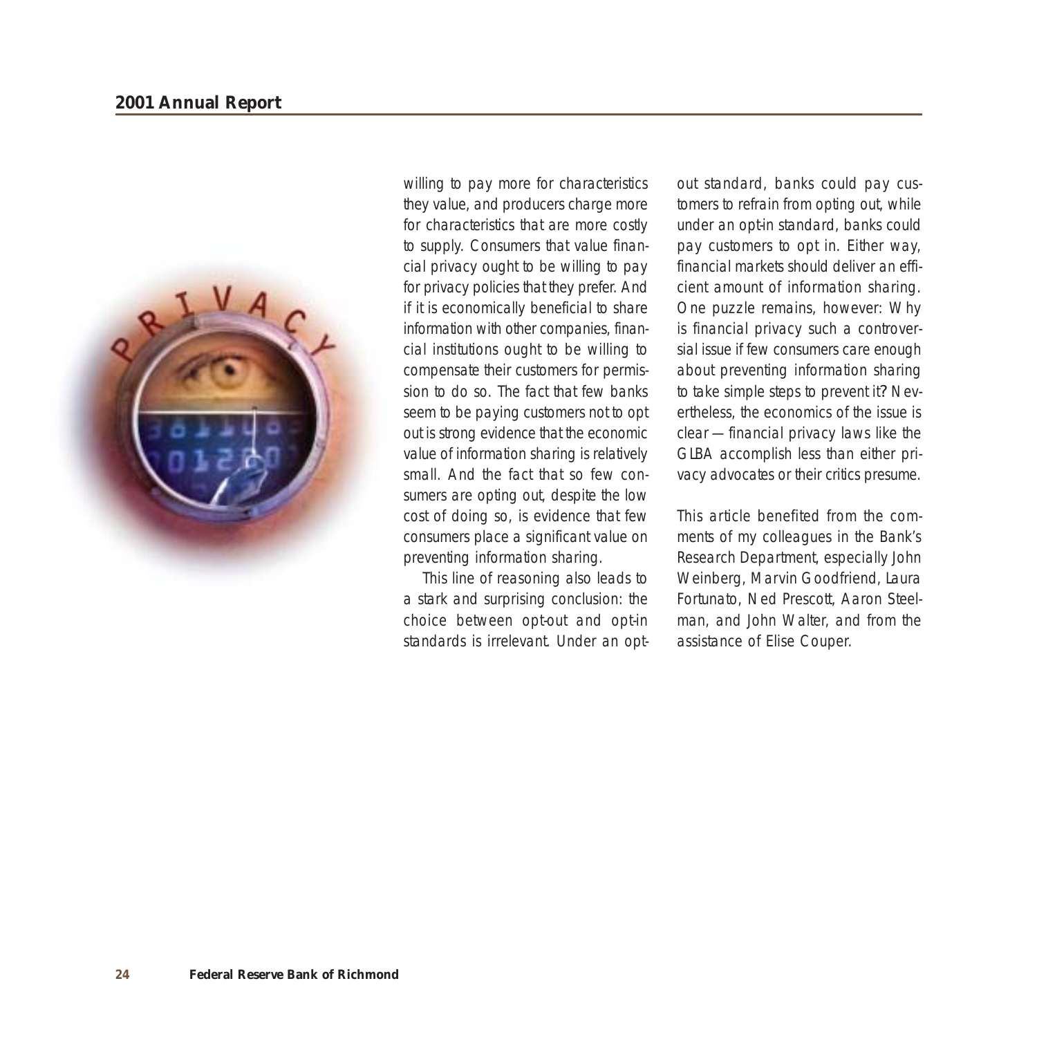willing to pay more for characteristics they value, and producers charge more for characteristics that are more costly to supply. Consumers that value financial privacy ought to be willing to pay for privacy policies that they prefer. And if it is economically beneficial to share information with other companies, financial institutions ought to be willing to compensate their customers for permission to do so. The fact that few banks seem to be paying customers not to opt out is strong evidence that the economic value of information sharing is relatively small. And the fact that so few consumers are opting out, despite the low cost of doing so, is evidence that few consumers place a significant value on preventing information sharing.

This line of reasoning also leads to a stark and surprising conclusion: the choice between opt-out and opt-in standards is irrelevant. Under an opt-out standard, banks could pay customers to refrain from opting out, while under an opt-in standard, banks could pay customers to opt in. Either way, financial markets should deliver an efficient amount of information sharing. One puzzle remains, however: Why is financial privacy such a controversial issue if few consumers care enough about preventing information sharing to take simple steps to prevent it? Nevertheless, the economics of the issue is clear — financial privacy laws like the GLBA accomplish less than either privacy advocates or their critics presume.

This article benefited from the comments of my colleagues in the Bank's Research Department, especially John Weinberg, Marvin Goodfriend, Laura Fortunato, Ned Prescott, Aaron Steelman, and John Walter, and from the assistance of Elise Couper.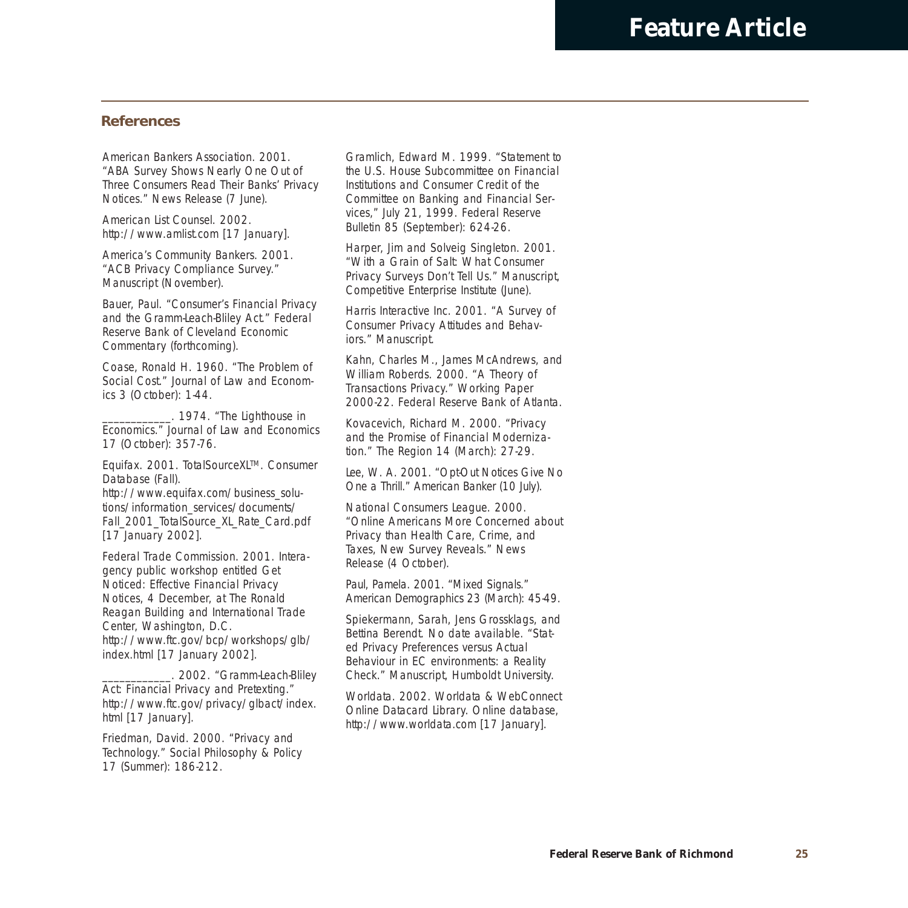## References

American Bankers Association. 2001. "ABA Survey Shows Nearly One Out of Three Consumers Read Their Banks' Privacy Notices." News Release (7 June).

American List Counsel. 2002. http://www.amlist.com [17 January].

America's Community Bankers. 2001. "ACB Privacy Compliance Survey." Manuscript (November).

Bauer, Paul. "Consumer's Financial Privacy and the Gramm-Leach-Bliley Act." Federal Reserve Bank of Cleveland Economic Commentary (forthcoming).

Coase, Ronald H. 1960. "The Problem of Social Cost." Journal of Law and Economics 3 (October): 1-44.

___________. 1974. "The Lighthouse in Economics." Journal of Law and Economics 17 (October): 357-76.

Equifax. 2001. TotalSourceXL™. Consumer Database (Fall). http://www.equifax.com/business_solutions/information_services/documents/Fall_2001_TotalSource_XL_Rate_Card.pdf [17 January 2002].

Federal Trade Commission. 2001. Interagency public workshop entitled Get Noticed: Effective Financial Privacy Notices, 4 December, at The Ronald Reagan Building and International Trade Center, Washington, D.C. http://www.ftc.gov/bcp/workshops/glb/index.html [17 January 2002].

___________. 2002. "Gramm-Leach-Bliley Act: Financial Privacy and Pretexting." http://www.ftc.gov/privacy/glbact/index.html [17 January].

Friedman, David. 2000. "Privacy and Technology." Social Philosophy & Policy 17 (Summer): 186-212.

Gramlich, Edward M. 1999. "Statement to the U.S. House Subcommittee on Financial Institutions and Consumer Credit of the Committee on Banking and Financial Services," July 21, 1999. Federal Reserve Bulletin 85 (September): 624-26.

Harper, Jim and Solveig Singleton. 2001. "With a Grain of Salt: What Consumer Privacy Surveys Don't Tell Us." Manuscript, Competitive Enterprise Institute (June).

Harris Interactive Inc. 2001. "A Survey of Consumer Privacy Attitudes and Behaviors." Manuscript.

Kahn, Charles M., James McAndrews, and William Roberds. 2000. "A Theory of Transactions Privacy." Working Paper 2000-22. Federal Reserve Bank of Atlanta.

Kovacevich, Richard M. 2000. "Privacy and the Promise of Financial Modernization." The Region 14 (March): 27-29.

Lee, W. A. 2001. "Opt-Out Notices Give No One a Thrill." American Banker (10 July).

National Consumers League. 2000. "Online Americans More Concerned about Privacy than Health Care, Crime, and Taxes, New Survey Reveals." News Release (4 October).

Paul, Pamela. 2001. "Mixed Signals." American Demographics 23 (March): 45-49.

Spiekermann, Sarah, Jens Grossklags, and Bettina Berendt. No date available. "Stated Privacy Preferences versus Actual Behaviour in EC environments: a Reality Check." Manuscript, Humboldt University.

Worldata. 2002. Worldata & WebConnect Online Datacard Library. Online database, http://www.worldata.com [17 January].